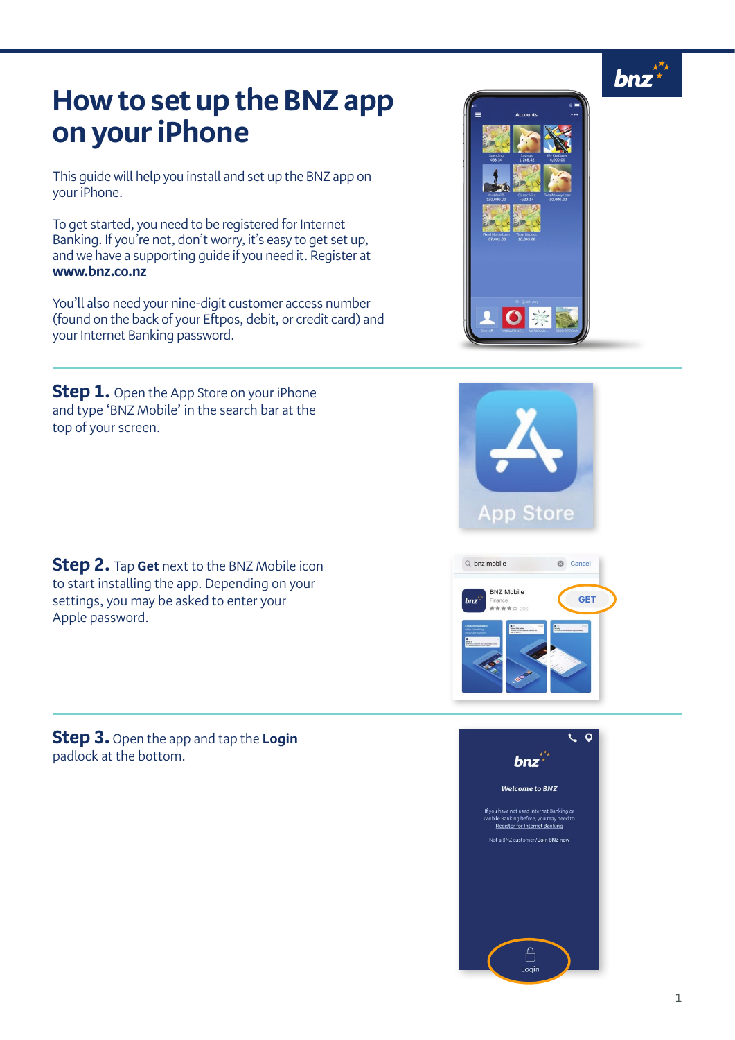# How to set up the BNZ app on your iPhone

This guide will help you install and set up the BNZ app on your iPhone.

To get started, you need to be registered for Internet Banking. If you're not, don't worry, it's easy to get set up, and we have a supporting guide if you need it. Register at **www.bnz.co.nz**

You'll also need your nine-digit customer access number (found on the back of your Eftpos, debit, or credit card) and your Internet Banking password.

**Step 1.** Open the App Store on your iPhone and type 'BNZ Mobile' in the search bar at the top of your screen.

**Step 2.** Tap **Get** next to the BNZ Mobile icon to start installing the app. Depending on your settings, you may be asked to enter your Apple password.

**Step 3.** Open the app and tap the **Login** padlock at the bottom.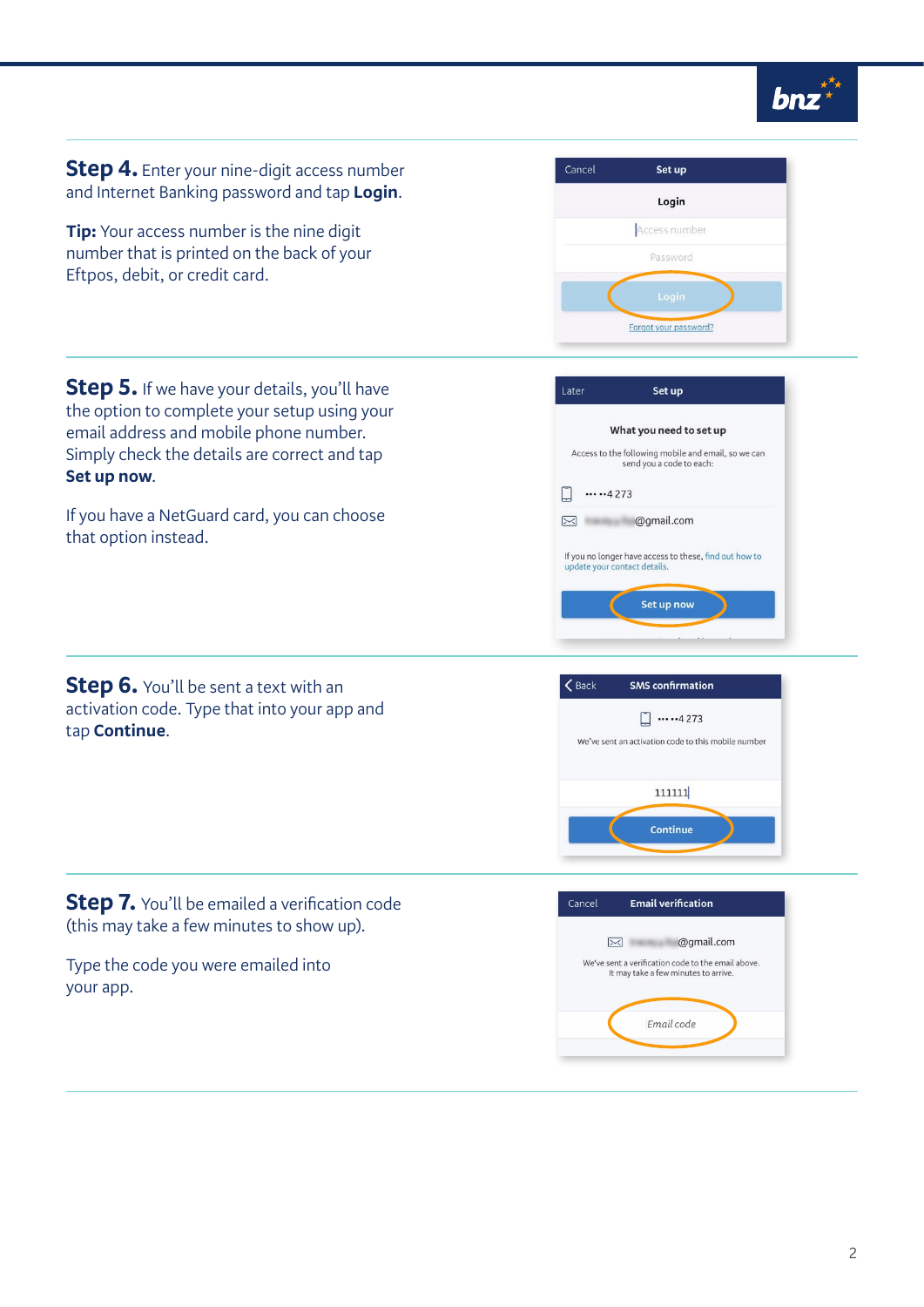**Step 4.** Enter your nine-digit access number and Internet Banking password and tap **Login**.

**Tip:** Your access number is the nine digit number that is printed on the back of your Eftpos, debit, or credit card.

**Step 5.** If we have your details, you'll have the option to complete your setup using your email address and mobile phone number. Simply check the details are correct and tap **Set up now**.

If you have a NetGuard card, you can choose that option instead.

**Step 6.** You'll be sent a text with an activation code. Type that into your app and tap **Continue**.

**Step 7.** You'll be emailed a verification code (this may take a few minutes to show up).

Type the code you were emailed into your app.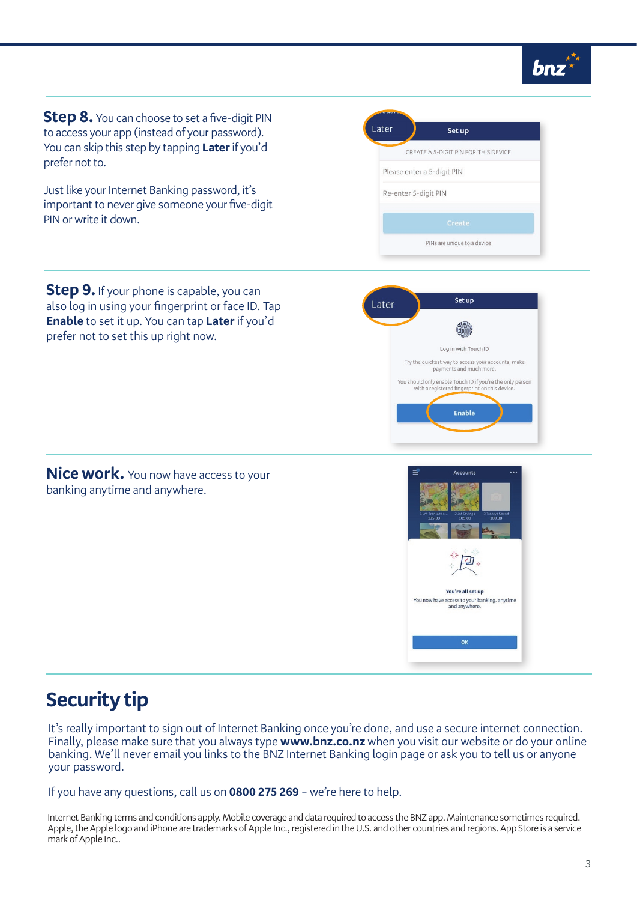**Step 8.** You can choose to set a five-digit PIN to access your app (instead of your password). You can skip this step by tapping **Later** if you'd prefer not to.

Just like your Internet Banking password, it's important to never give someone your five-digit PIN or write it down.

**Step 9.** If your phone is capable, you can also log in using your fingerprint or face ID. Tap **Enable** to set it up. You can tap **Later** if you'd prefer not to set this up right now.

**Nice work.** You now have access to your banking anytime and anywhere.

## Security tip

It's really important to sign out of Internet Banking once you're done, and use a secure internet connection. Finally, please make sure that you always type **www.bnz.co.nz** when you visit our website or do your online banking. We'll never email you links to the BNZ Internet Banking login page or ask you to tell us or anyone your password.

If you have any questions, call us on **0800 275 269** – we're here to help.

Internet Banking terms and conditions apply. Mobile coverage and data required to access the BNZ app. Maintenance sometimes required. Apple, the Apple logo and iPhone are trademarks of Apple Inc., registered in the U.S. and other countries and regions. App Store is a service mark of Apple Inc..